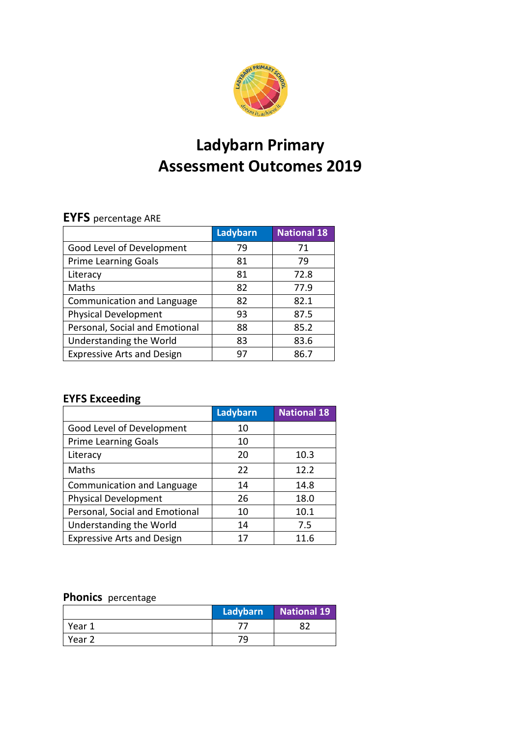# Ladybarn Primary
# Assessment Outcomes 2019

**EYFS** percentage ARE

| | Ladybarn | National 18 |
|---|---|---|
| Good Level of Development | 79 | 71 |
| Prime Learning Goals | 81 | 79 |
| Literacy | 81 | 72.8 |
| Maths | 82 | 77.9 |
| Communication and Language | 82 | 82.1 |
| Physical Development | 93 | 87.5 |
| Personal, Social and Emotional | 88 | 85.2 |
| Understanding the World | 83 | 83.6 |
| Expressive Arts and Design | 97 | 86.7 |

**EYFS Exceeding**

| | Ladybarn | National 18 |
|---|---|---|
| Good Level of Development | 10 | |
| Prime Learning Goals | 10 | |
| Literacy | 20 | 10.3 |
| Maths | 22 | 12.2 |
| Communication and Language | 14 | 14.8 |
| Physical Development | 26 | 18.0 |
| Personal, Social and Emotional | 10 | 10.1 |
| Understanding the World | 14 | 7.5 |
| Expressive Arts and Design | 17 | 11.6 |

**Phonics** percentage

| | Ladybarn | National 19 |
|---|---|---|
| Year 1 | 77 | 82 |
| Year 2 | 79 | |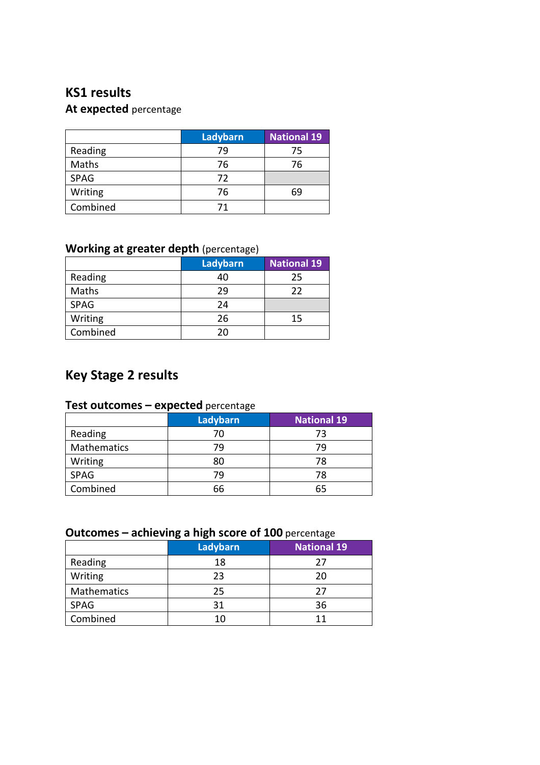## KS1 results

**At expected** percentage

| | Ladybarn | National 19 |
|---|---|---|
| Reading | 79 | 75 |
| Maths | 76 | 76 |
| SPAG | 72 | |
| Writing | 76 | 69 |
| Combined | 71 | |

**Working at greater depth** (percentage)

| | Ladybarn | National 19 |
|---|---|---|
| Reading | 40 | 25 |
| Maths | 29 | 22 |
| SPAG | 24 | |
| Writing | 26 | 15 |
| Combined | 20 | |

## Key Stage 2 results

**Test outcomes – expected** percentage

| | Ladybarn | National 19 |
|---|---|---|
| Reading | 70 | 73 |
| Mathematics | 79 | 79 |
| Writing | 80 | 78 |
| SPAG | 79 | 78 |
| Combined | 66 | 65 |

**Outcomes – achieving a high score of 100** percentage

| | Ladybarn | National 19 |
|---|---|---|
| Reading | 18 | 27 |
| Writing | 23 | 20 |
| Mathematics | 25 | 27 |
| SPAG | 31 | 36 |
| Combined | 10 | 11 |